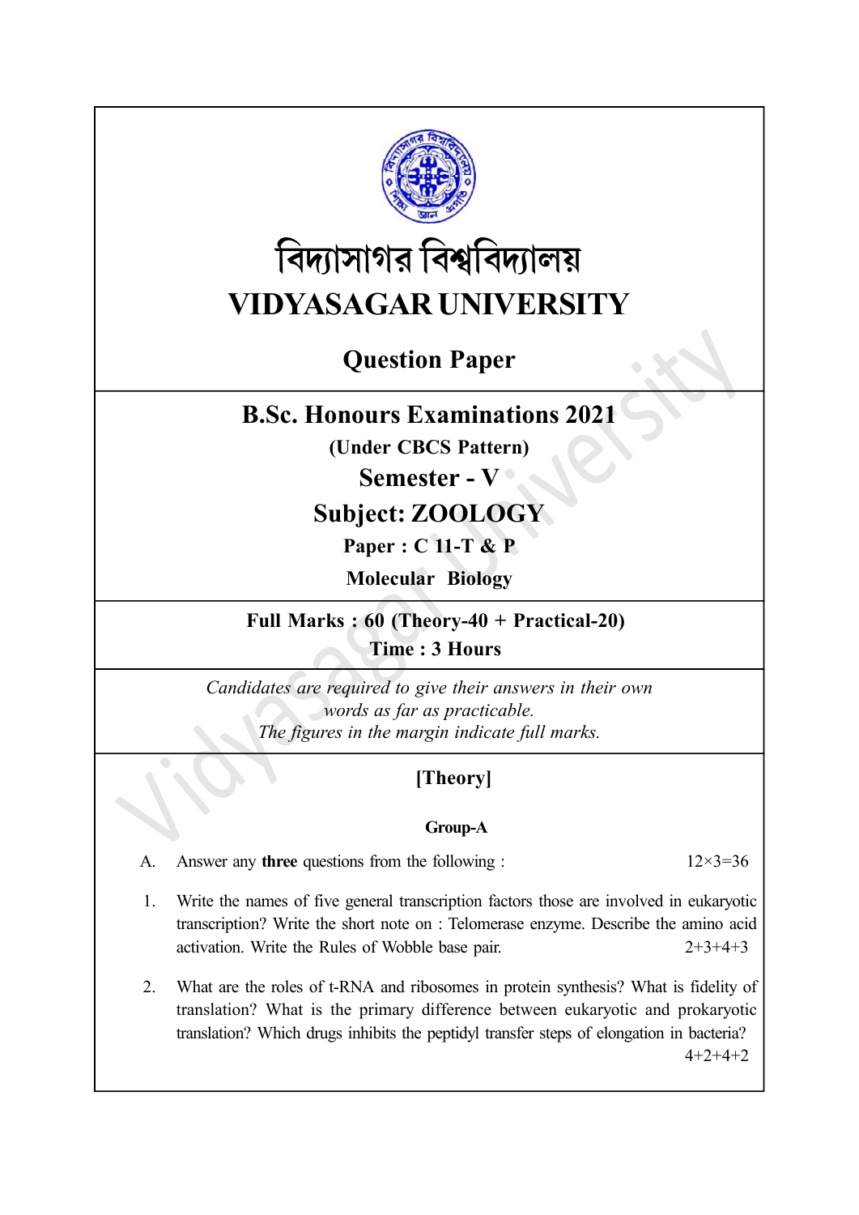# বিদ্যাসাগর বিশ্ববিদ্যালয়

# VIDYASAGAR UNIVERSITY

## Question Paper

## B.Sc. Honours Examinations 2021

**(Under CBCS Pattern)**

**Semester - V**

**Subject: ZOOLOGY**

**Paper : C 11-T & P**

**Molecular Biology**

**Full Marks : 60 (Theory-40 + Practical-20)**

**Time : 3 Hours**

*Candidates are required to give their answers in their own words as far as practicable.*
*The figures in the margin indicate full marks.*

### [Theory]

#### Group-A

A. Answer any **three** questions from the following : 12×3=36

1. Write the names of five general transcription factors those are involved in eukaryotic transcription? Write the short note on : Telomerase enzyme. Describe the amino acid activation. Write the Rules of Wobble base pair. 2+3+4+3

2. What are the roles of t-RNA and ribosomes in protein synthesis? What is fidelity of translation? What is the primary difference between eukaryotic and prokaryotic translation? Which drugs inhibits the peptidyl transfer steps of elongation in bacteria? 4+2+4+2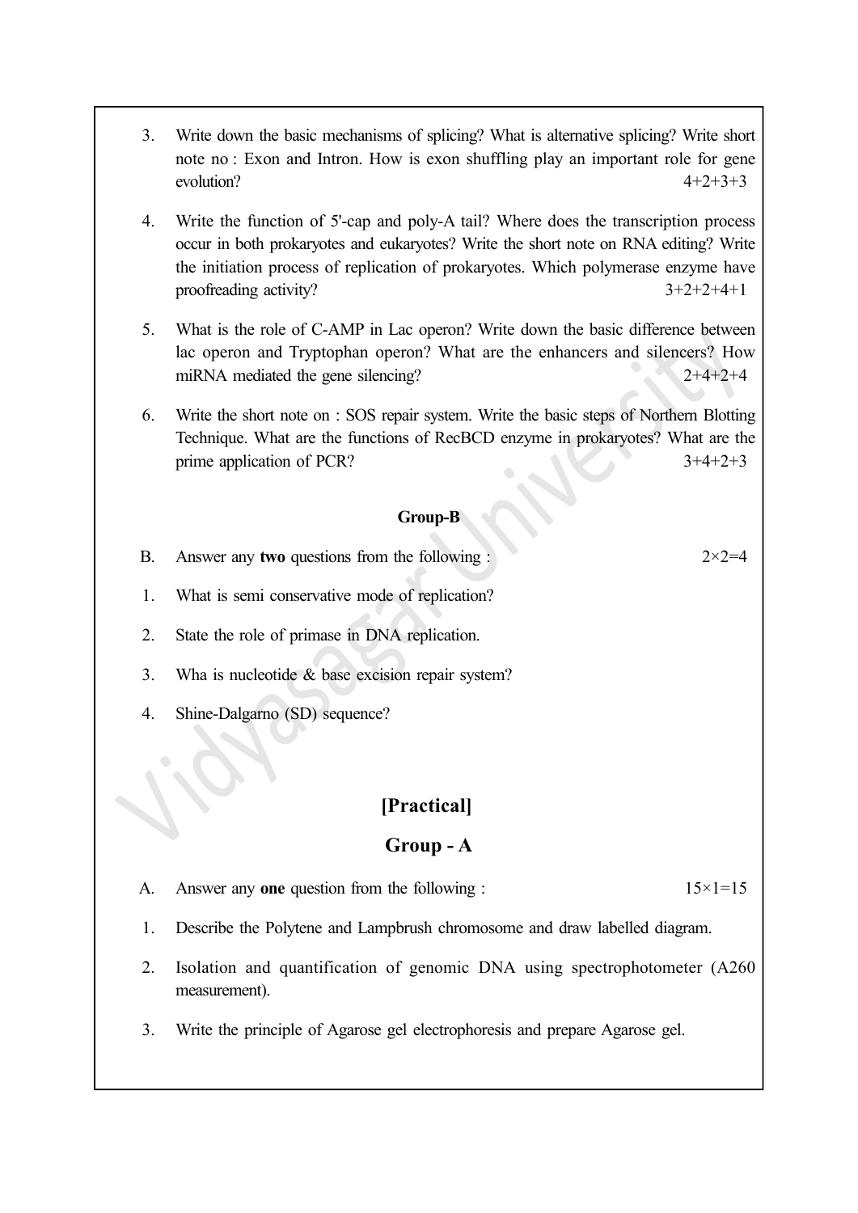3. Write down the basic mechanisms of splicing? What is alternative splicing? Write short note no : Exon and Intron. How is exon shuffling play an important role for gene evolution? 4+2+3+3

4. Write the function of 5'-cap and poly-A tail? Where does the transcription process occur in both prokaryotes and eukaryotes? Write the short note on RNA editing? Write the initiation process of replication of prokaryotes. Which polymerase enzyme have proofreading activity? 3+2+2+4+1

5. What is the role of C-AMP in Lac operon? Write down the basic difference between lac operon and Tryptophan operon? What are the enhancers and silencers? How miRNA mediated the gene silencing? 2+4+2+4

6. Write the short note on : SOS repair system. Write the basic steps of Northern Blotting Technique. What are the functions of RecBCD enzyme in prokaryotes? What are the prime application of PCR? 3+4+2+3

### Group-B

B. Answer any **two** questions from the following : $2\times2=4$

1. What is semi conservative mode of replication?

2. State the role of primase in DNA replication.

3. Wha is nucleotide & base excision repair system?

4. Shine-Dalgarno (SD) sequence?

## [Practical]

### Group - A

A. Answer any **one** question from the following : $15\times1=15$

1. Describe the Polytene and Lampbrush chromosome and draw labelled diagram.

2. Isolation and quantification of genomic DNA using spectrophotometer (A260 measurement).

3. Write the principle of Agarose gel electrophoresis and prepare Agarose gel.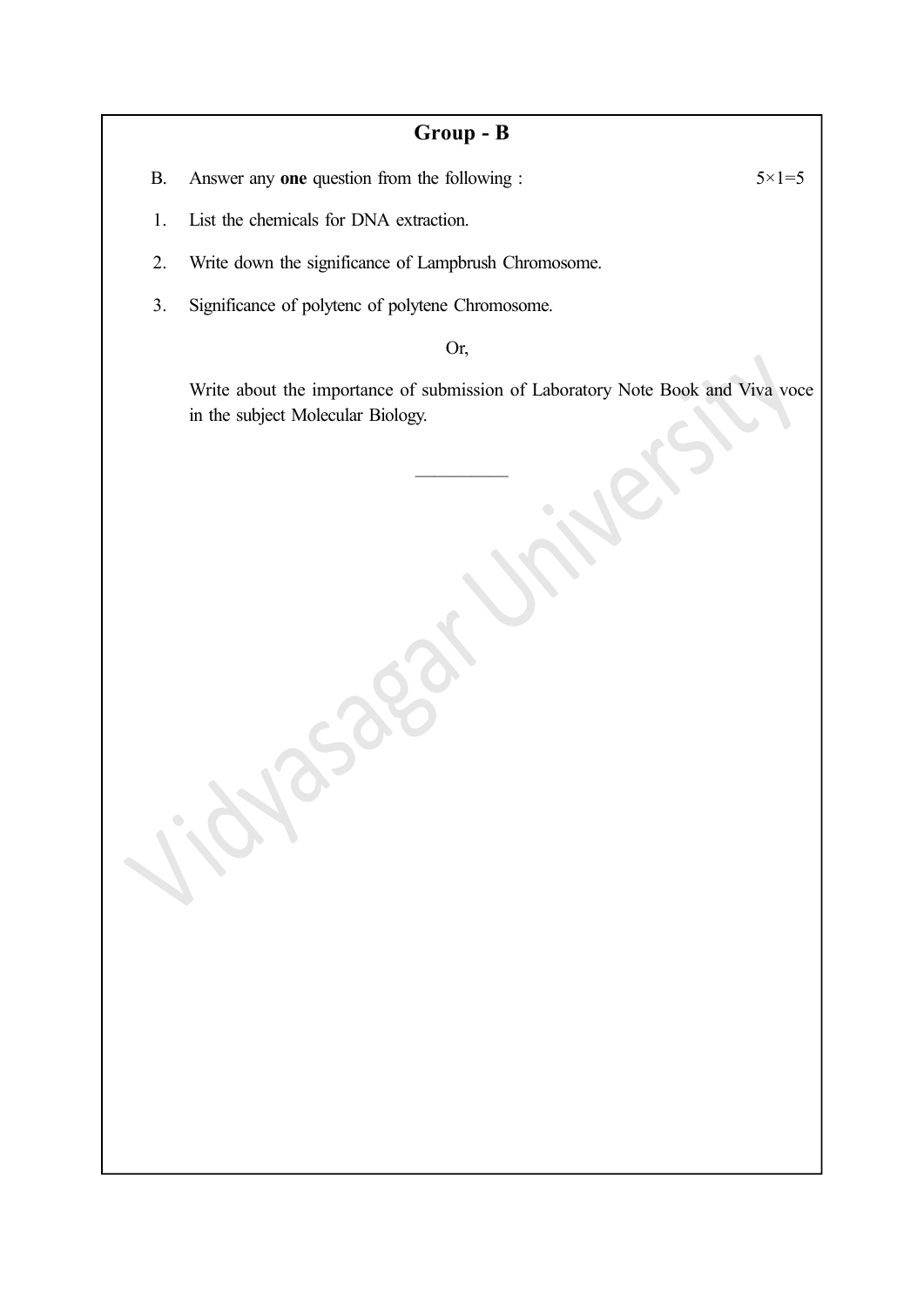## Group - B

B. Answer any **one** question from the following : 5×1=5

1. List the chemicals for DNA extraction.

2. Write down the significance of Lampbrush Chromosome.

3. Significance of polytenc of polytene Chromosome.

Or,

Write about the importance of submission of Laboratory Note Book and Viva voce in the subject Molecular Biology.

———————